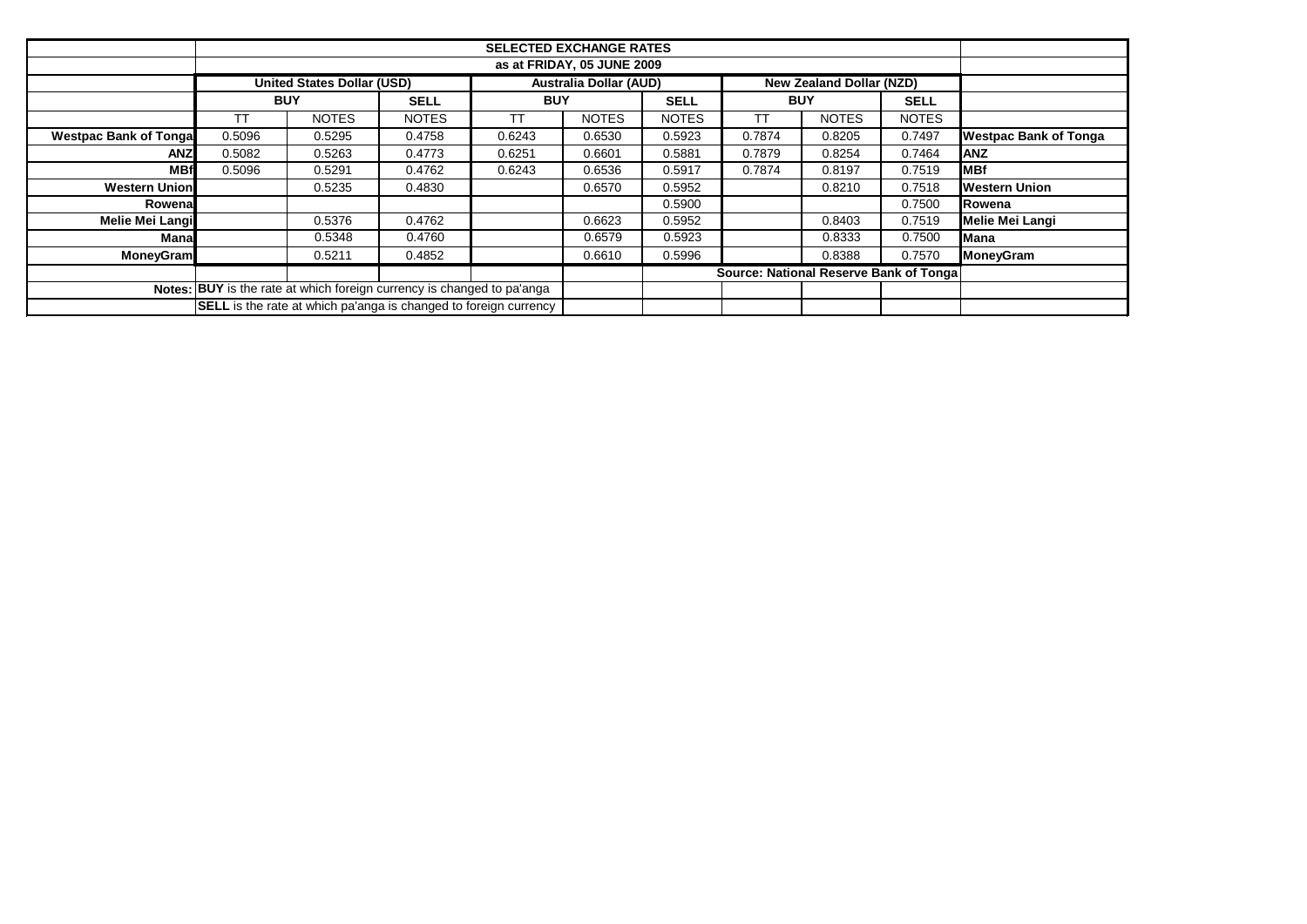| | SELECTED EXCHANGE RATES | | | | | | | | | |
|---|---|---|---|---|---|---|---|---|---|---|
| | as at FRIDAY, 05 JUNE 2009 | | | | | | | | | |
| | United States Dollar (USD) | | | Australia Dollar (AUD) | | | New Zealand Dollar (NZD) | | | |
| | BUY | | SELL | BUY | | SELL | BUY | | SELL | |
| | TT | NOTES | NOTES | TT | NOTES | NOTES | TT | NOTES | NOTES | |
| **Westpac Bank of Tonga** | 0.5096 | 0.5295 | 0.4758 | 0.6243 | 0.6530 | 0.5923 | 0.7874 | 0.8205 | 0.7497 | **Westpac Bank of Tonga** |
| **ANZ** | 0.5082 | 0.5263 | 0.4773 | 0.6251 | 0.6601 | 0.5881 | 0.7879 | 0.8254 | 0.7464 | **ANZ** |
| **MBf** | 0.5096 | 0.5291 | 0.4762 | 0.6243 | 0.6536 | 0.5917 | 0.7874 | 0.8197 | 0.7519 | **MBf** |
| **Western Union** | | 0.5235 | 0.4830 | | 0.6570 | 0.5952 | | 0.8210 | 0.7518 | **Western Union** |
| **Rowena** | | | | | | 0.5900 | | | 0.7500 | **Rowena** |
| **Melie Mei Langi** | | 0.5376 | 0.4762 | | 0.6623 | 0.5952 | | 0.8403 | 0.7519 | **Melie Mei Langi** |
| **Mana** | | 0.5348 | 0.4760 | | 0.6579 | 0.5923 | | 0.8333 | 0.7500 | **Mana** |
| **MoneyGram** | | 0.5211 | 0.4852 | | 0.6610 | 0.5996 | | 0.8388 | 0.7570 | **MoneyGram** |
| | | | | | | **Source: National Reserve Bank of Tonga** | | | | |
| **Notes:** | **BUY** is the rate at which foreign currency is changed to pa'anga | | | | | | | | | |
| | **SELL** is the rate at which pa'anga is changed to foreign currency | | | | | | | | | |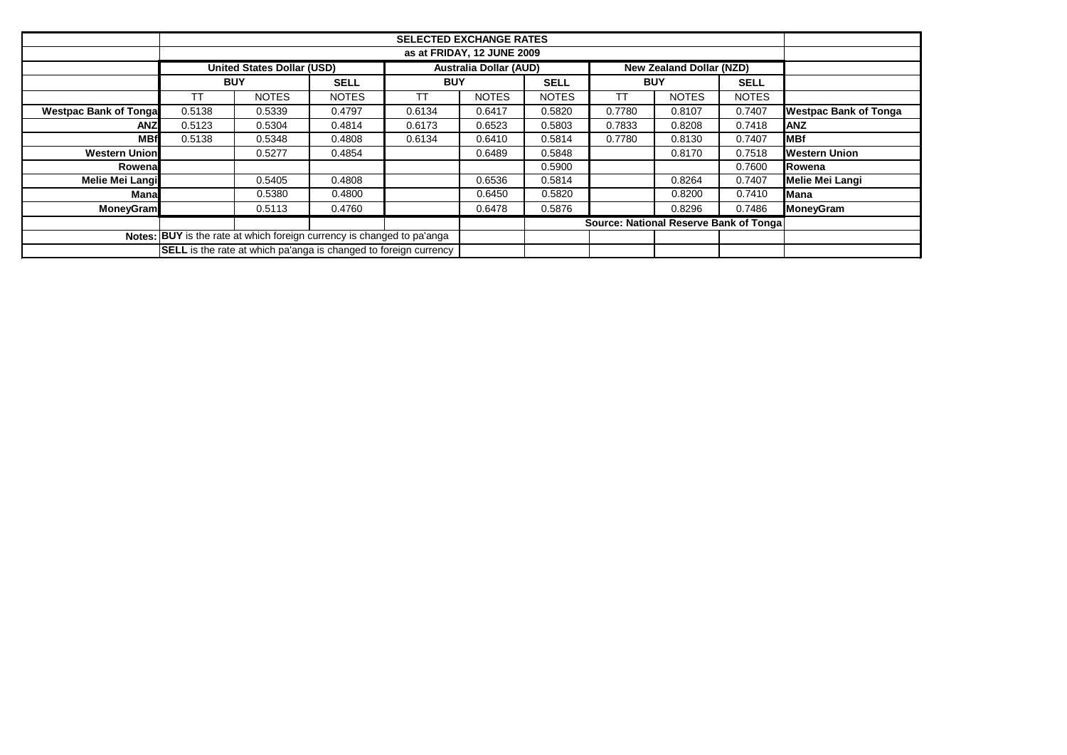# SELECTED EXCHANGE RATES

## as at FRIDAY, 12 JUNE 2009

| | United States Dollar (USD) | | | Australia Dollar (AUD) | | | New Zealand Dollar (NZD) | | | |
|---|---|---|---|---|---|---|---|---|---|---|
| | BUY | | SELL | BUY | | SELL | BUY | | SELL | |
| | TT | NOTES | NOTES | TT | NOTES | NOTES | TT | NOTES | NOTES | |
| Westpac Bank of Tonga | 0.5138 | 0.5339 | 0.4797 | 0.6134 | 0.6417 | 0.5820 | 0.7780 | 0.8107 | 0.7407 | Westpac Bank of Tonga |
| ANZ | 0.5123 | 0.5304 | 0.4814 | 0.6173 | 0.6523 | 0.5803 | 0.7833 | 0.8208 | 0.7418 | ANZ |
| MBf | 0.5138 | 0.5348 | 0.4808 | 0.6134 | 0.6410 | 0.5814 | 0.7780 | 0.8130 | 0.7407 | MBf |
| Western Union | | 0.5277 | 0.4854 | | 0.6489 | 0.5848 | | 0.8170 | 0.7518 | Western Union |
| Rowena | | | | | | 0.5900 | | | 0.7600 | Rowena |
| Melie Mei Langi | | 0.5405 | 0.4808 | | 0.6536 | 0.5814 | | 0.8264 | 0.7407 | Melie Mei Langi |
| Mana | | 0.5380 | 0.4800 | | 0.6450 | 0.5820 | | 0.8200 | 0.7410 | Mana |
| MoneyGram | | 0.5113 | 0.4760 | | 0.6478 | 0.5876 | | 0.8296 | 0.7486 | MoneyGram |

Source: National Reserve Bank of Tonga

Notes: **BUY** is the rate at which foreign currency is changed to pa'anga

**SELL** is the rate at which pa'anga is changed to foreign currency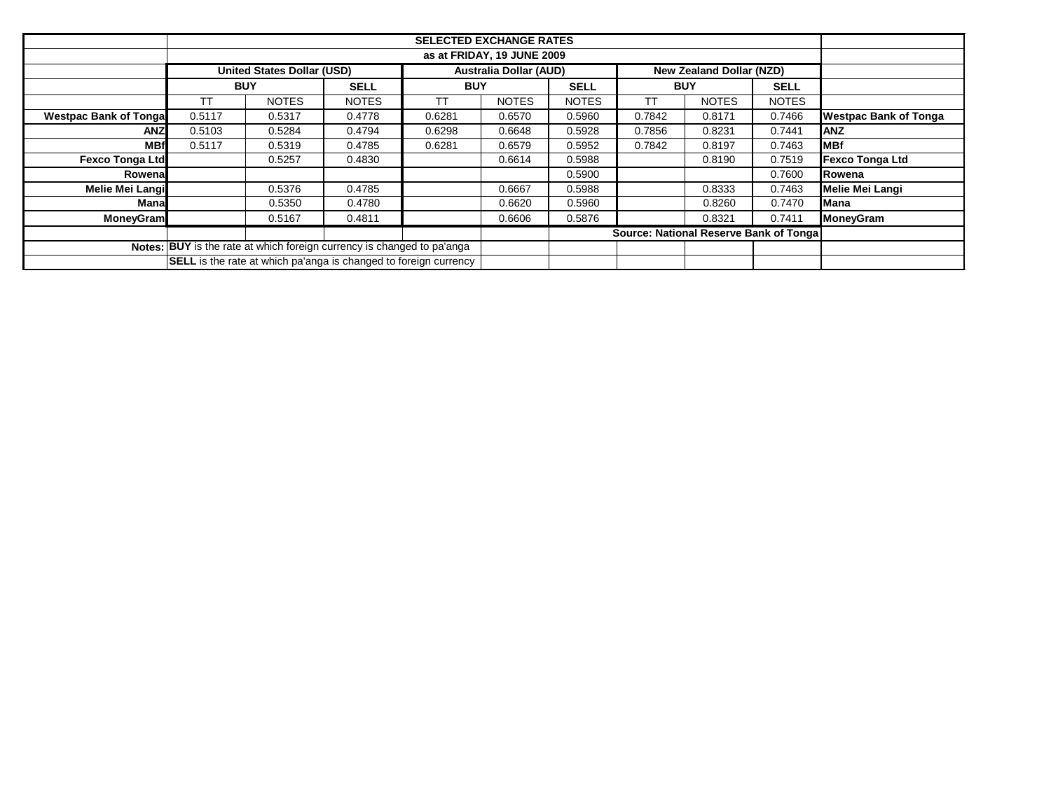| | SELECTED EXCHANGE RATES | | | | | | | | | |
|---|---|---|---|---|---|---|---|---|---|---|
| | as at FRIDAY, 19 JUNE 2009 | | | | | | | | | |
| | United States Dollar (USD) | | | Australia Dollar (AUD) | | | New Zealand Dollar (NZD) | | | |
| | BUY | | SELL | BUY | | SELL | BUY | | SELL | |
| | TT | NOTES | NOTES | TT | NOTES | NOTES | TT | NOTES | NOTES | |
| **Westpac Bank of Tonga** | 0.5117 | 0.5317 | 0.4778 | 0.6281 | 0.6570 | 0.5960 | 0.7842 | 0.8171 | 0.7466 | **Westpac Bank of Tonga** |
| **ANZ** | 0.5103 | 0.5284 | 0.4794 | 0.6298 | 0.6648 | 0.5928 | 0.7856 | 0.8231 | 0.7441 | **ANZ** |
| **MBf** | 0.5117 | 0.5319 | 0.4785 | 0.6281 | 0.6579 | 0.5952 | 0.7842 | 0.8197 | 0.7463 | **MBf** |
| **Fexco Tonga Ltd** | | 0.5257 | 0.4830 | | 0.6614 | 0.5988 | | 0.8190 | 0.7519 | **Fexco Tonga Ltd** |
| **Rowena** | | | | | | 0.5900 | | | 0.7600 | **Rowena** |
| **Melie Mei Langi** | | 0.5376 | 0.4785 | | 0.6667 | 0.5988 | | 0.8333 | 0.7463 | **Melie Mei Langi** |
| **Mana** | | 0.5350 | 0.4780 | | 0.6620 | 0.5960 | | 0.8260 | 0.7470 | **Mana** |
| **MoneyGram** | | 0.5167 | 0.4811 | | 0.6606 | 0.5876 | | 0.8321 | 0.7411 | **MoneyGram** |
| | | | | | | | **Source: National Reserve Bank of Tonga** | | | |
| **Notes:** | **BUY** is the rate at which foreign currency is changed to pa'anga | | | | | | | | | |
| | **SELL** is the rate at which pa'anga is changed to foreign currency | | | | | | | | | |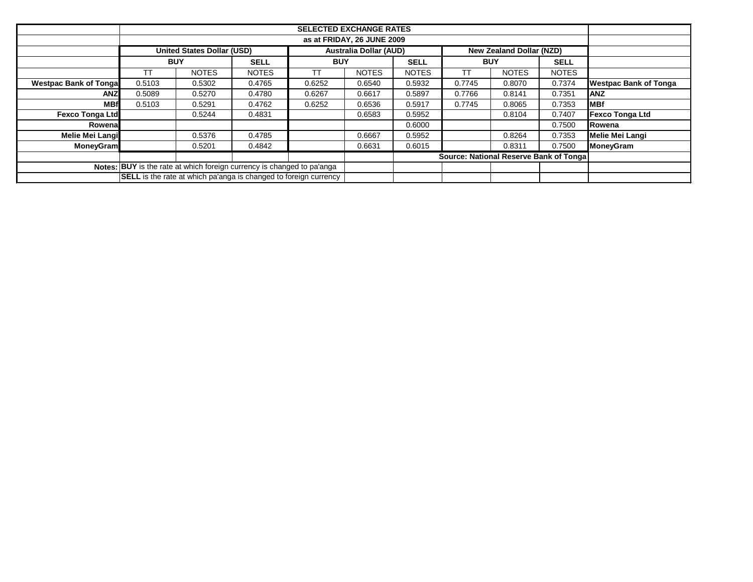| | SELECTED EXCHANGE RATES | | | | | | | | | |
|---|---|---|---|---|---|---|---|---|---|---|
| | as at FRIDAY, 26 JUNE 2009 | | | | | | | | | |
| | United States Dollar (USD) | | | Australia Dollar (AUD) | | | New Zealand Dollar (NZD) | | | |
| | BUY | | SELL | BUY | | SELL | BUY | | SELL | |
| | TT | NOTES | NOTES | TT | NOTES | NOTES | TT | NOTES | NOTES | |
| **Westpac Bank of Tonga** | 0.5103 | 0.5302 | 0.4765 | 0.6252 | 0.6540 | 0.5932 | 0.7745 | 0.8070 | 0.7374 | **Westpac Bank of Tonga** |
| **ANZ** | 0.5089 | 0.5270 | 0.4780 | 0.6267 | 0.6617 | 0.5897 | 0.7766 | 0.8141 | 0.7351 | **ANZ** |
| **MBf** | 0.5103 | 0.5291 | 0.4762 | 0.6252 | 0.6536 | 0.5917 | 0.7745 | 0.8065 | 0.7353 | **MBf** |
| **Fexco Tonga Ltd** | | 0.5244 | 0.4831 | | 0.6583 | 0.5952 | | 0.8104 | 0.7407 | **Fexco Tonga Ltd** |
| **Rowena** | | | | | | 0.6000 | | | 0.7500 | **Rowena** |
| **Melie Mei Langi** | | 0.5376 | 0.4785 | | 0.6667 | 0.5952 | | 0.8264 | 0.7353 | **Melie Mei Langi** |
| **MoneyGram** | | 0.5201 | 0.4842 | | 0.6631 | 0.6015 | | 0.8311 | 0.7500 | **MoneyGram** |
| | | | | | | Source: National Reserve Bank of Tonga | | | | |
| **Notes:** | **BUY** is the rate at which foreign currency is changed to pa'anga | | | | | | | | | |
| | **SELL** is the rate at which pa'anga is changed to foreign currency | | | | | | | | | |